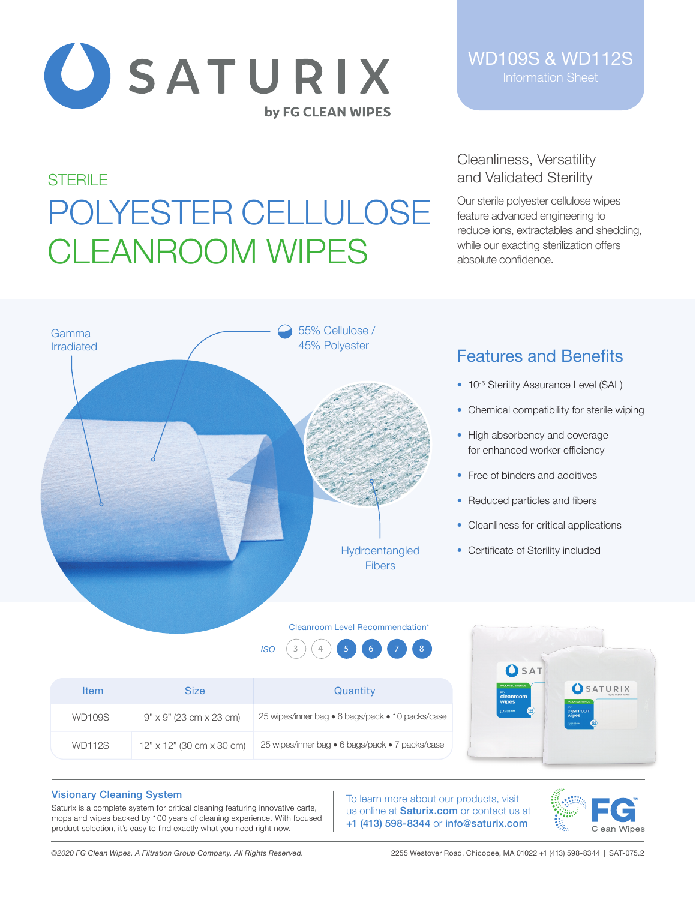# SATURIX

by FG CLEAN WIPES

WD109S & WD112S
Information Sheet

STERILE

# POLYESTER CELLULOSE CLEANROOM WIPES

## Cleanliness, Versatility and Validated Sterility

Our sterile polyester cellulose wipes feature advanced engineering to reduce ions, extractables and shedding, while our exacting sterilization offers absolute confidence.

Gamma Irradiated

55% Cellulose / 45% Polyester

Hydroentangled Fibers

## Features and Benefits

- $10^{-6}$ Sterility Assurance Level (SAL)
- Chemical compatibility for sterile wiping
- High absorbency and coverage for enhanced worker efficiency
- Free of binders and additives
- Reduced particles and fibers
- Cleanliness for critical applications
- Certificate of Sterility included

Cleanroom Level Recommendation*

ISO 3 4 **5** **6** **7** **8**

| Item | Size | Quantity |
|---|---|---|
| WD109S | 9" x 9" (23 cm x 23 cm) | 25 wipes/inner bag • 6 bags/pack • 10 packs/case |
| WD112S | 12" x 12" (30 cm x 30 cm) | 25 wipes/inner bag • 6 bags/pack • 7 packs/case |

### Visionary Cleaning System

Saturix is a complete system for critical cleaning featuring innovative carts, mops and wipes backed by 100 years of cleaning experience. With focused product selection, it's easy to find exactly what you need right now.

To learn more about our products, visit us online at **Saturix.com** or contact us at **+1 (413) 598-8344** or **info@saturix.com**

FG Clean Wipes

*©2020 FG Clean Wipes. A Filtration Group Company. All Rights Reserved.*

2255 Westover Road, Chicopee, MA 01022 +1 (413) 598-8344 | SAT-075.2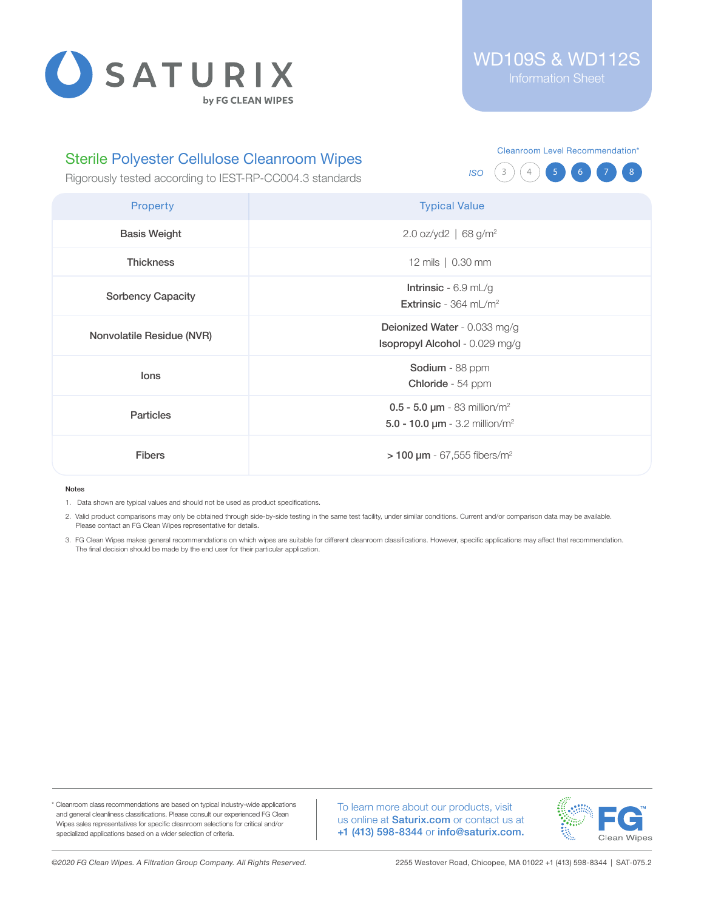SATURIX
by FG CLEAN WIPES

# WD109S & WD112S
Information Sheet

## Sterile Polyester Cellulose Cleanroom Wipes

Rigorously tested according to IEST-RP-CC004.3 standards

Cleanroom Level Recommendation*

ISO 3 4 **5** **6** **7** **8**

| Property | Typical Value |
|---|---|
| Basis Weight | 2.0 oz/yd2 \| 68 g/m$^2$ |
| Thickness | 12 mils \| 0.30 mm |
| Sorbency Capacity | **Intrinsic** - 6.9 mL/g<br>**Extrinsic** - 364 mL/m$^2$ |
| Nonvolatile Residue (NVR) | **Deionized Water** - 0.033 mg/g<br>**Isopropyl Alcohol** - 0.029 mg/g |
| Ions | **Sodium** - 88 ppm<br>**Chloride** - 54 ppm |
| Particles | **0.5 - 5.0 µm** - 83 million/m$^2$<br>**5.0 - 10.0 µm** - 3.2 million/m$^2$ |
| Fibers | **> 100 µm** - 67,555 fibers/m$^2$ |

**Notes**

1. Data shown are typical values and should not be used as product specifications.
2. Valid product comparisons may only be obtained through side-by-side testing in the same test facility, under similar conditions. Current and/or comparison data may be available. Please contact an FG Clean Wipes representative for details.
3. FG Clean Wipes makes general recommendations on which wipes are suitable for different cleanroom classifications. However, specific applications may affect that recommendation. The final decision should be made by the end user for their particular application.

* Cleanroom class recommendations are based on typical industry-wide applications and general cleanliness classifications. Please consult our experienced FG Clean Wipes sales representatives for specific cleanroom selections for critical and/or specialized applications based on a wider selection of criteria.

To learn more about our products, visit us online at **Saturix.com** or contact us at **+1 (413) 598-8344** or **info@saturix.com.**

FG Clean Wipes

*©2020 FG Clean Wipes. A Filtration Group Company. All Rights Reserved.*

2255 Westover Road, Chicopee, MA 01022 +1 (413) 598-8344 | SAT-075.2